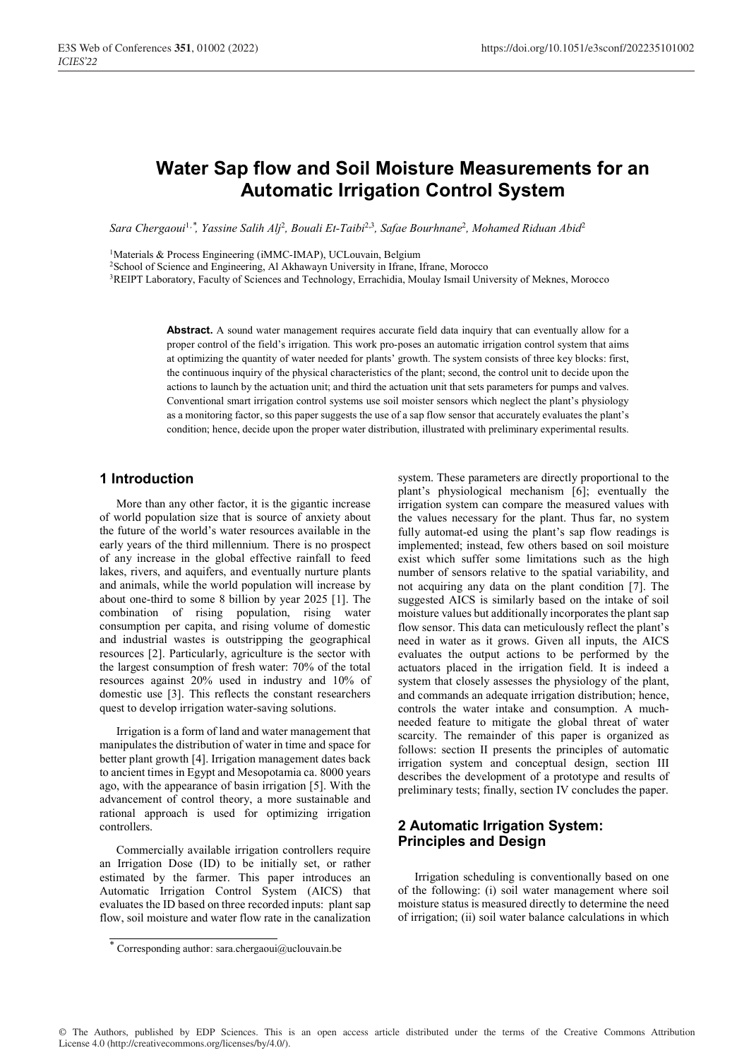# Water Sap flow and Soil Moisture Measurements for an Automatic Irrigation Control System

*Sara Chergaoui*[1,*]*, Yassine Salih Alj*[2]*, Bouali Et-Taibi*[2,3]*, Safae Bourhnane*[2]*, Mohamed Riduan Abid*[2]

[1]Materials & Process Engineering (iMMC-IMAP), UCLouvain, Belgium

[2]School of Science and Engineering, Al Akhawayn University in Ifrane, Ifrane, Morocco

[3]REIPT Laboratory, Faculty of Sciences and Technology, Errachidia, Moulay Ismail University of Meknes, Morocco

**Abstract.** A sound water management requires accurate field data inquiry that can eventually allow for a proper control of the field's irrigation. This work pro-poses an automatic irrigation control system that aims at optimizing the quantity of water needed for plants' growth. The system consists of three key blocks: first, the continuous inquiry of the physical characteristics of the plant; second, the control unit to decide upon the actions to launch by the actuation unit; and third the actuation unit that sets parameters for pumps and valves. Conventional smart irrigation control systems use soil moister sensors which neglect the plant's physiology as a monitoring factor, so this paper suggests the use of a sap flow sensor that accurately evaluates the plant's condition; hence, decide upon the proper water distribution, illustrated with preliminary experimental results.

## 1 Introduction

More than any other factor, it is the gigantic increase of world population size that is source of anxiety about the future of the world's water resources available in the early years of the third millennium. There is no prospect of any increase in the global effective rainfall to feed lakes, rivers, and aquifers, and eventually nurture plants and animals, while the world population will increase by about one-third to some 8 billion by year 2025 [1]. The combination of rising population, rising water consumption per capita, and rising volume of domestic and industrial wastes is outstripping the geographical resources [2]. Particularly, agriculture is the sector with the largest consumption of fresh water: 70% of the total resources against 20% used in industry and 10% of domestic use [3]. This reflects the constant researchers quest to develop irrigation water-saving solutions.

Irrigation is a form of land and water management that manipulates the distribution of water in time and space for better plant growth [4]. Irrigation management dates back to ancient times in Egypt and Mesopotamia ca. 8000 years ago, with the appearance of basin irrigation [5]. With the advancement of control theory, a more sustainable and rational approach is used for optimizing irrigation controllers.

Commercially available irrigation controllers require an Irrigation Dose (ID) to be initially set, or rather estimated by the farmer. This paper introduces an Automatic Irrigation Control System (AICS) that evaluates the ID based on three recorded inputs: plant sap flow, soil moisture and water flow rate in the canalization system. These parameters are directly proportional to the plant's physiological mechanism [6]; eventually the irrigation system can compare the measured values with the values necessary for the plant. Thus far, no system fully automat-ed using the plant's sap flow readings is implemented; instead, few others based on soil moisture exist which suffer some limitations such as the high number of sensors relative to the spatial variability, and not acquiring any data on the plant condition [7]. The suggested AICS is similarly based on the intake of soil moisture values but additionally incorporates the plant sap flow sensor. This data can meticulously reflect the plant's need in water as it grows. Given all inputs, the AICS evaluates the output actions to be performed by the actuators placed in the irrigation field. It is indeed a system that closely assesses the physiology of the plant, and commands an adequate irrigation distribution; hence, controls the water intake and consumption. A much-needed feature to mitigate the global threat of water scarcity. The remainder of this paper is organized as follows: section II presents the principles of automatic irrigation system and conceptual design, section III describes the development of a prototype and results of preliminary tests; finally, section IV concludes the paper.

## 2 Automatic Irrigation System: Principles and Design

Irrigation scheduling is conventionally based on one of the following: (i) soil water management where soil moisture status is measured directly to determine the need of irrigation; (ii) soil water balance calculations in which

* Corresponding author: sara.chergaoui@uclouvain.be

© The Authors, published by EDP Sciences. This is an open access article distributed under the terms of the Creative Commons Attribution License 4.0 (http://creativecommons.org/licenses/by/4.0/).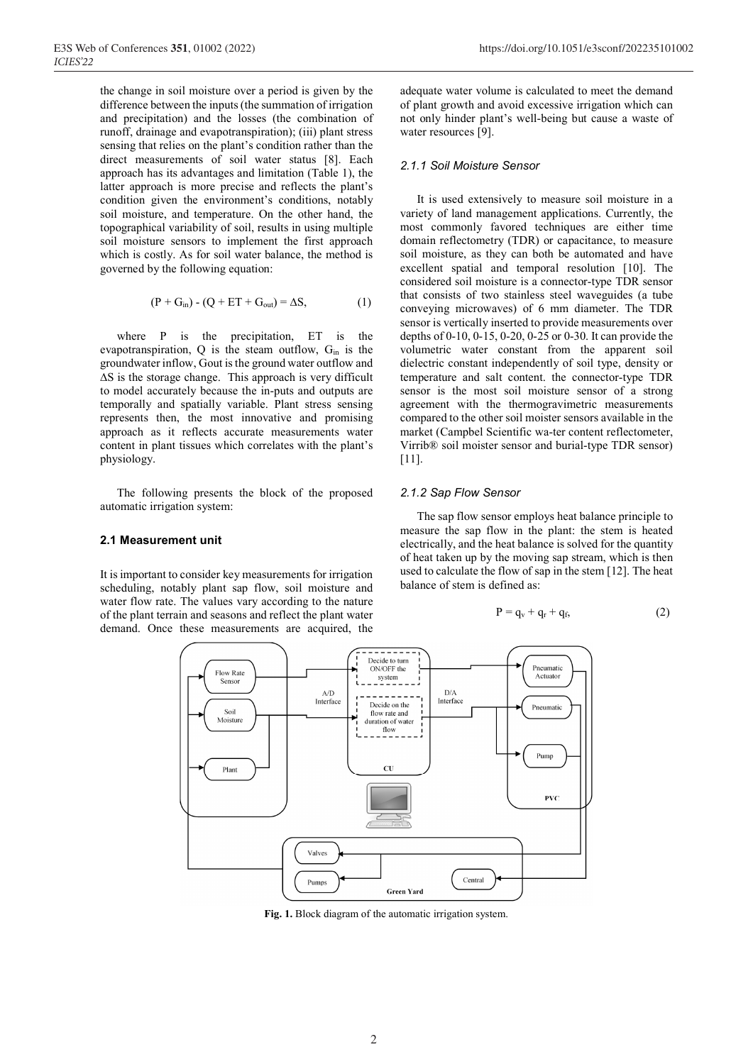the change in soil moisture over a period is given by the difference between the inputs (the summation of irrigation and precipitation) and the losses (the combination of runoff, drainage and evapotranspiration); (iii) plant stress sensing that relies on the plant's condition rather than the direct measurements of soil water status [8]. Each approach has its advantages and limitation (Table 1), the latter approach is more precise and reflects the plant's condition given the environment's conditions, notably soil moisture, and temperature. On the other hand, the topographical variability of soil, results in using multiple soil moisture sensors to implement the first approach which is costly. As for soil water balance, the method is governed by the following equation:

$$(P + G_{in}) - (Q + ET + G_{out}) = \Delta S, \tag{1}$$

where P is the precipitation, ET is the evapotranspiration, Q is the steam outflow, $G_{in}$ is the groundwater inflow, Gout is the ground water outflow and ΔS is the storage change. This approach is very difficult to model accurately because the in-puts and outputs are temporally and spatially variable. Plant stress sensing represents then, the most innovative and promising approach as it reflects accurate measurements water content in plant tissues which correlates with the plant's physiology.

The following presents the block of the proposed automatic irrigation system:

### 2.1 Measurement unit

It is important to consider key measurements for irrigation scheduling, notably plant sap flow, soil moisture and water flow rate. The values vary according to the nature of the plant terrain and seasons and reflect the plant water demand. Once these measurements are acquired, the adequate water volume is calculated to meet the demand of plant growth and avoid excessive irrigation which can not only hinder plant's well-being but cause a waste of water resources [9].

#### *2.1.1 Soil Moisture Sensor*

It is used extensively to measure soil moisture in a variety of land management applications. Currently, the most commonly favored techniques are either time domain reflectometry (TDR) or capacitance, to measure soil moisture, as they can both be automated and have excellent spatial and temporal resolution [10]. The considered soil moisture is a connector-type TDR sensor that consists of two stainless steel waveguides (a tube conveying microwaves) of 6 mm diameter. The TDR sensor is vertically inserted to provide measurements over depths of 0-10, 0-15, 0-20, 0-25 or 0-30. It can provide the volumetric water constant from the apparent soil dielectric constant independently of soil type, density or temperature and salt content. the connector-type TDR sensor is the most soil moisture sensor of a strong agreement with the thermogravimetric measurements compared to the other soil moister sensors available in the market (Campbel Scientific wa-ter content reflectometer, Virrib® soil moister sensor and burial-type TDR sensor) [11].

#### *2.1.2 Sap Flow Sensor*

The sap flow sensor employs heat balance principle to measure the sap flow in the plant: the stem is heated electrically, and the heat balance is solved for the quantity of heat taken up by the moving sap stream, which is then used to calculate the flow of sap in the stem [12]. The heat balance of stem is defined as:

$$P = q_v + q_r + q_f, \tag{2}$$

**Fig. 1.** Block diagram of the automatic irrigation system.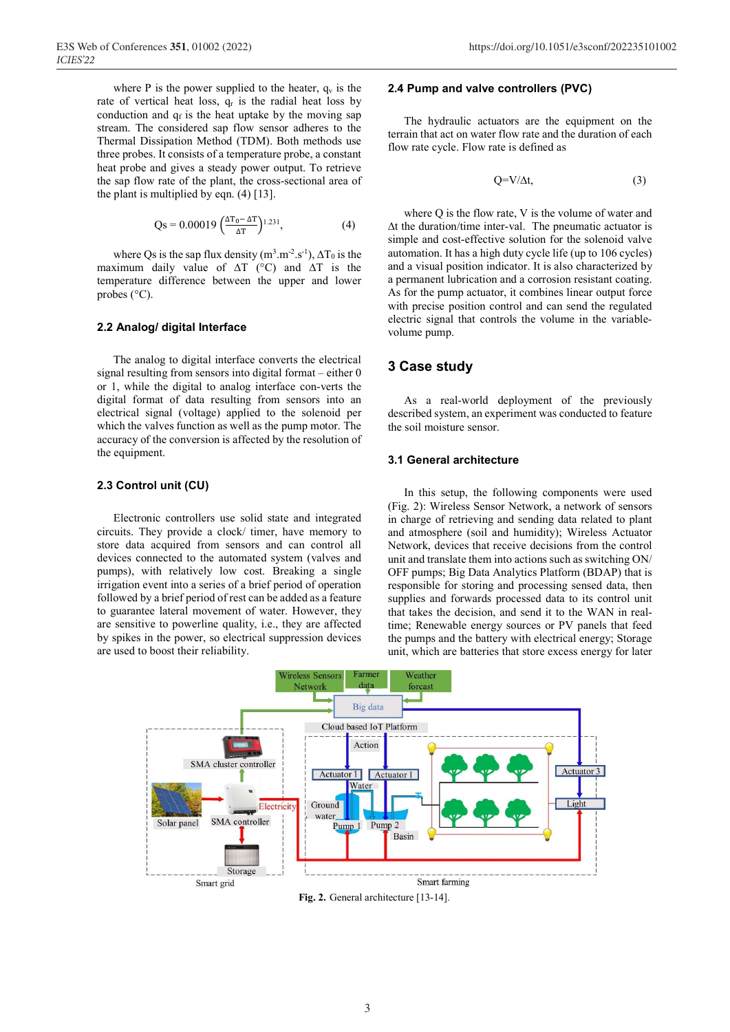where P is the power supplied to the heater, $q_v$ is the rate of vertical heat loss, $q_r$ is the radial heat loss by conduction and $q_f$ is the heat uptake by the moving sap stream. The considered sap flow sensor adheres to the Thermal Dissipation Method (TDM). Both methods use three probes. It consists of a temperature probe, a constant heat probe and gives a steady power output. To retrieve the sap flow rate of the plant, the cross-sectional area of the plant is multiplied by eqn. (4) [13].

$$Qs = 0.00019 \left(\frac{\Delta T_0 - \Delta T}{\Delta T}\right)^{1.231}, \quad (4)$$

where Qs is the sap flux density ($m^3.m^{-2}.s^{-1}$), $\Delta T_0$ is the maximum daily value of $\Delta T$ (°C) and $\Delta T$ is the temperature difference between the upper and lower probes (°C).

### 2.2 Analog/ digital Interface

The analog to digital interface converts the electrical signal resulting from sensors into digital format – either 0 or 1, while the digital to analog interface con-verts the digital format of data resulting from sensors into an electrical signal (voltage) applied to the solenoid per which the valves function as well as the pump motor. The accuracy of the conversion is affected by the resolution of the equipment.

### 2.3 Control unit (CU)

Electronic controllers use solid state and integrated circuits. They provide a clock/ timer, have memory to store data acquired from sensors and can control all devices connected to the automated system (valves and pumps), with relatively low cost. Breaking a single irrigation event into a series of a brief period of operation followed by a brief period of rest can be added as a feature to guarantee lateral movement of water. However, they are sensitive to powerline quality, i.e., they are affected by spikes in the power, so electrical suppression devices are used to boost their reliability.

### 2.4 Pump and valve controllers (PVC)

The hydraulic actuators are the equipment on the terrain that act on water flow rate and the duration of each flow rate cycle. Flow rate is defined as

$$Q = V/\Delta t, \quad (3)$$

where Q is the flow rate, V is the volume of water and $\Delta t$ the duration/time inter-val. The pneumatic actuator is simple and cost-effective solution for the solenoid valve automation. It has a high duty cycle life (up to 106 cycles) and a visual position indicator. It is also characterized by a permanent lubrication and a corrosion resistant coating. As for the pump actuator, it combines linear output force with precise position control and can send the regulated electric signal that controls the volume in the variable-volume pump.

## 3 Case study

As a real-world deployment of the previously described system, an experiment was conducted to feature the soil moisture sensor.

### 3.1 General architecture

In this setup, the following components were used (Fig. 2): Wireless Sensor Network, a network of sensors in charge of retrieving and sending data related to plant and atmosphere (soil and humidity); Wireless Actuator Network, devices that receive decisions from the control unit and translate them into actions such as switching ON/OFF pumps; Big Data Analytics Platform (BDAP) that is responsible for storing and processing sensed data, then supplies and forwards processed data to its control unit that takes the decision, and send it to the WAN in real-time; Renewable energy sources or PV panels that feed the pumps and the battery with electrical energy; Storage unit, which are batteries that store excess energy for later

**Fig. 2.** General architecture [13-14].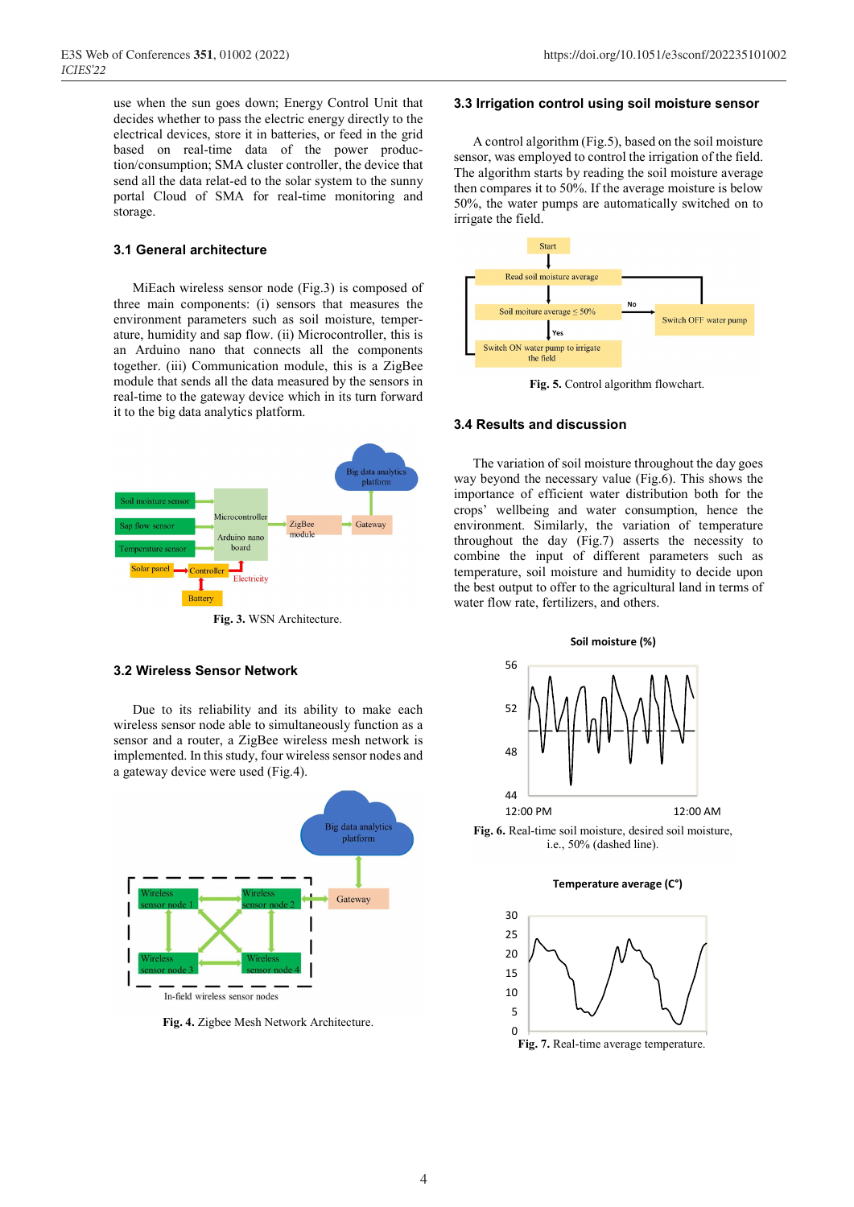use when the sun goes down; Energy Control Unit that decides whether to pass the electric energy directly to the electrical devices, store it in batteries, or feed in the grid based on real-time data of the power production/consumption; SMA cluster controller, the device that send all the data relat-ed to the solar system to the sunny portal Cloud of SMA for real-time monitoring and storage.

### 3.1 General architecture

MiEach wireless sensor node (Fig.3) is composed of three main components: (i) sensors that measures the environment parameters such as soil moisture, temperature, humidity and sap flow. (ii) Microcontroller, this is an Arduino nano that connects all the components together. (iii) Communication module, this is a ZigBee module that sends all the data measured by the sensors in real-time to the gateway device which in its turn forward it to the big data analytics platform.

**Fig. 3.** WSN Architecture.

### 3.2 Wireless Sensor Network

Due to its reliability and its ability to make each wireless sensor node able to simultaneously function as a sensor and as a router, a ZigBee wireless mesh network is implemented. In this study, four wireless sensor nodes and a gateway device were used (Fig.4).

**Fig. 4.** Zigbee Mesh Network Architecture.

### 3.3 Irrigation control using soil moisture sensor

A control algorithm (Fig.5), based on the soil moisture sensor, was employed to control the irrigation of the field. The algorithm starts by reading the soil moisture average then compares it to 50%. If the average moisture is below 50%, the water pumps are automatically switched on to irrigate the field.

**Fig. 5.** Control algorithm flowchart.

### 3.4 Results and discussion

The variation of soil moisture throughout the day goes way beyond the necessary value (Fig.6). This shows the importance of efficient water distribution both for the crops' wellbeing and water consumption, hence the environment. Similarly, the variation of temperature throughout the day (Fig.7) asserts the necessity to combine the input of different parameters such as temperature, soil moisture and humidity to decide upon the best output to offer to the agricultural land in terms of water flow rate, fertilizers, and others.

**Fig. 6.** Real-time soil moisture, desired soil moisture, i.e., 50% (dashed line).

**Fig. 7.** Real-time average temperature.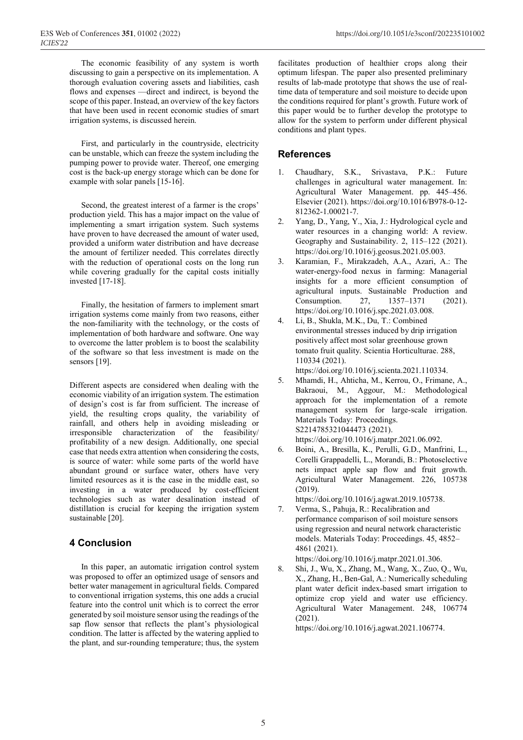The economic feasibility of any system is worth discussing to gain a perspective on its implementation. A thorough evaluation covering assets and liabilities, cash flows and expenses —direct and indirect, is beyond the scope of this paper. Instead, an overview of the key factors that have been used in recent economic studies of smart irrigation systems, is discussed herein.

First, and particularly in the countryside, electricity can be unstable, which can freeze the system including the pumping power to provide water. Thereof, one emerging cost is the back-up energy storage which can be done for example with solar panels [15-16].

Second, the greatest interest of a farmer is the crops' production yield. This has a major impact on the value of implementing a smart irrigation system. Such systems have proven to have decreased the amount of water used, provided a uniform water distribution and have decrease the amount of fertilizer needed. This correlates directly with the reduction of operational costs on the long run while covering gradually for the capital costs initially invested [17-18].

Finally, the hesitation of farmers to implement smart irrigation systems come mainly from two reasons, either the non-familiarity with the technology, or the costs of implementation of both hardware and software. One way to overcome the latter problem is to boost the scalability of the software so that less investment is made on the sensors [19].

Different aspects are considered when dealing with the economic viability of an irrigation system. The estimation of design's cost is far from sufficient. The increase of yield, the resulting crops quality, the variability of rainfall, and others help in avoiding misleading or irresponsible characterization of the feasibility/ profitability of a new design. Additionally, one special case that needs extra attention when considering the costs, is source of water: while some parts of the world have abundant ground or surface water, others have very limited resources as it is the case in the middle east, so investing in a water produced by cost-efficient technologies such as water desalination instead of distillation is crucial for keeping the irrigation system sustainable [20].

## 4 Conclusion

In this paper, an automatic irrigation control system was proposed to offer an optimized usage of sensors and better water management in agricultural fields. Compared to conventional irrigation systems, this one adds a crucial feature into the control unit which is to correct the error generated by soil moisture sensor using the readings of the sap flow sensor that reflects the plant's physiological condition. The latter is affected by the watering applied to the plant, and sur-rounding temperature; thus, the system facilitates production of healthier crops along their optimum lifespan. The paper also presented preliminary results of lab-made prototype that shows the use of real-time data of temperature and soil moisture to decide upon the conditions required for plant's growth. Future work of this paper would be to further develop the prototype to allow for the system to perform under different physical conditions and plant types.

## References

1. Chaudhary, S.K., Srivastava, P.K.: Future challenges in agricultural water management. In: Agricultural Water Management. pp. 445–456. Elsevier (2021). https://doi.org/10.1016/B978-0-12-812362-1.00021-7.
2. Yang, D., Yang, Y., Xia, J.: Hydrological cycle and water resources in a changing world: A review. Geography and Sustainability. 2, 115–122 (2021). https://doi.org/10.1016/j.geosus.2021.05.003.
3. Karamian, F., Mirakzadeh, A.A., Azari, A.: The water-energy-food nexus in farming: Managerial insights for a more efficient consumption of agricultural inputs. Sustainable Production and Consumption. 27, 1357–1371 (2021). https://doi.org/10.1016/j.spc.2021.03.008.
4. Li, B., Shukla, M.K., Du, T.: Combined environmental stresses induced by drip irrigation positively affect most solar greenhouse grown tomato fruit quality. Scientia Horticulturae. 288, 110334 (2021). https://doi.org/10.1016/j.scienta.2021.110334.
5. Mhamdi, H., Ahticha, M., Kerrou, O., Frimane, A., Bakraoui, M., Aggour, M.: Methodological approach for the implementation of a remote management system for large-scale irrigation. Materials Today: Proceedings. S2214785321044473 (2021). https://doi.org/10.1016/j.matpr.2021.06.092.
6. Boini, A., Bresilla, K., Perulli, G.D., Manfrini, L., Corelli Grappadelli, L., Morandi, B.: Photoselective nets impact apple sap flow and fruit growth. Agricultural Water Management. 226, 105738 (2019). https://doi.org/10.1016/j.agwat.2019.105738.
7. Verma, S., Pahuja, R.: Recalibration and performance comparison of soil moisture sensors using regression and neural network characteristic models. Materials Today: Proceedings. 45, 4852–4861 (2021). https://doi.org/10.1016/j.matpr.2021.01.306.
8. Shi, J., Wu, X., Zhang, M., Wang, X., Zuo, Q., Wu, X., Zhang, H., Ben-Gal, A.: Numerically scheduling plant water deficit index-based smart irrigation to optimize crop yield and water use efficiency. Agricultural Water Management. 248, 106774 (2021). https://doi.org/10.1016/j.agwat.2021.106774.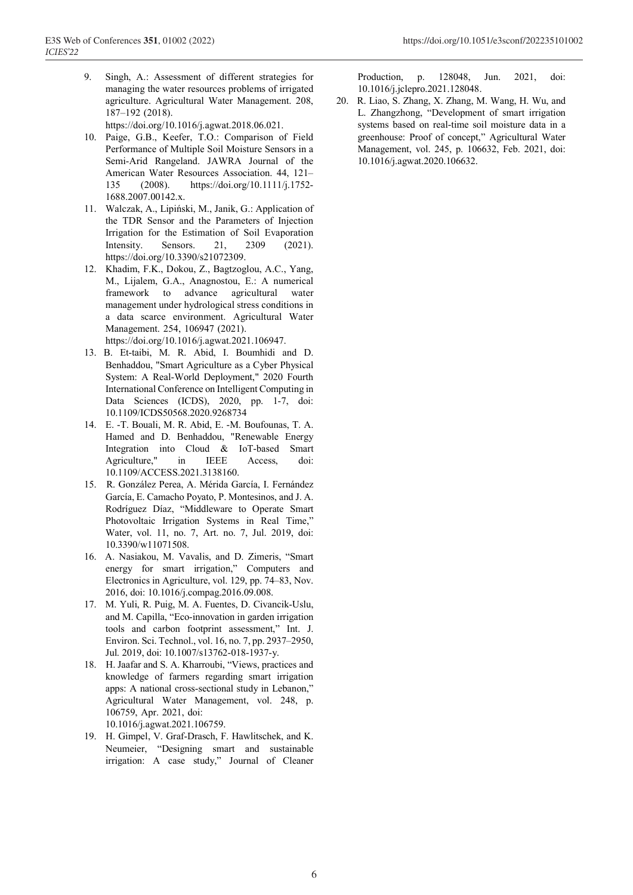9. Singh, A.: Assessment of different strategies for managing the water resources problems of irrigated agriculture. Agricultural Water Management. 208, 187–192 (2018). https://doi.org/10.1016/j.agwat.2018.06.021.
10. Paige, G.B., Keefer, T.O.: Comparison of Field Performance of Multiple Soil Moisture Sensors in a Semi-Arid Rangeland. JAWRA Journal of the American Water Resources Association. 44, 121–135 (2008). https://doi.org/10.1111/j.1752-1688.2007.00142.x.
11. Walczak, A., Lipiński, M., Janik, G.: Application of the TDR Sensor and the Parameters of Injection Irrigation for the Estimation of Soil Evaporation Intensity. Sensors. 21, 2309 (2021). https://doi.org/10.3390/s21072309.
12. Khadim, F.K., Dokou, Z., Bagtzoglou, A.C., Yang, M., Lijalem, G.A., Anagnostou, E.: A numerical framework to advance agricultural water management under hydrological stress conditions in a data scarce environment. Agricultural Water Management. 254, 106947 (2021). https://doi.org/10.1016/j.agwat.2021.106947.
13. B. Et-taibi, M. R. Abid, I. Boumhidi and D. Benhaddou, "Smart Agriculture as a Cyber Physical System: A Real-World Deployment," 2020 Fourth International Conference on Intelligent Computing in Data Sciences (ICDS), 2020, pp. 1-7, doi: 10.1109/ICDS50568.2020.9268734
14. E. -T. Bouali, M. R. Abid, E. -M. Boufounas, T. A. Hamed and D. Benhaddou, "Renewable Energy Integration into Cloud & IoT-based Smart Agriculture," in IEEE Access, doi: 10.1109/ACCESS.2021.3138160.
15. R. González Perea, A. Mérida García, I. Fernández García, E. Camacho Poyato, P. Montesinos, and J. A. Rodríguez Díaz, "Middleware to Operate Smart Photovoltaic Irrigation Systems in Real Time," Water, vol. 11, no. 7, Art. no. 7, Jul. 2019, doi: 10.3390/w11071508.
16. A. Nasiakou, M. Vavalis, and D. Zimeris, "Smart energy for smart irrigation," Computers and Electronics in Agriculture, vol. 129, pp. 74–83, Nov. 2016, doi: 10.1016/j.compag.2016.09.008.
17. M. Yuli, R. Puig, M. A. Fuentes, D. Civancik-Uslu, and M. Capilla, "Eco-innovation in garden irrigation tools and carbon footprint assessment," Int. J. Environ. Sci. Technol., vol. 16, no. 7, pp. 2937–2950, Jul. 2019, doi: 10.1007/s13762-018-1937-y.
18. H. Jaafar and S. A. Kharroubi, "Views, practices and knowledge of farmers regarding smart irrigation apps: A national cross-sectional study in Lebanon," Agricultural Water Management, vol. 248, p. 106759, Apr. 2021, doi: 10.1016/j.agwat.2021.106759.
19. H. Gimpel, V. Graf-Drasch, F. Hawlitschek, and K. Neumeier, "Designing smart and sustainable irrigation: A case study," Journal of Cleaner Production, p. 128048, Jun. 2021, doi: 10.1016/j.jclepro.2021.128048.
20. R. Liao, S. Zhang, X. Zhang, M. Wang, H. Wu, and L. Zhangzhong, "Development of smart irrigation systems based on real-time soil moisture data in a greenhouse: Proof of concept," Agricultural Water Management, vol. 245, p. 106632, Feb. 2021, doi: 10.1016/j.agwat.2020.106632.